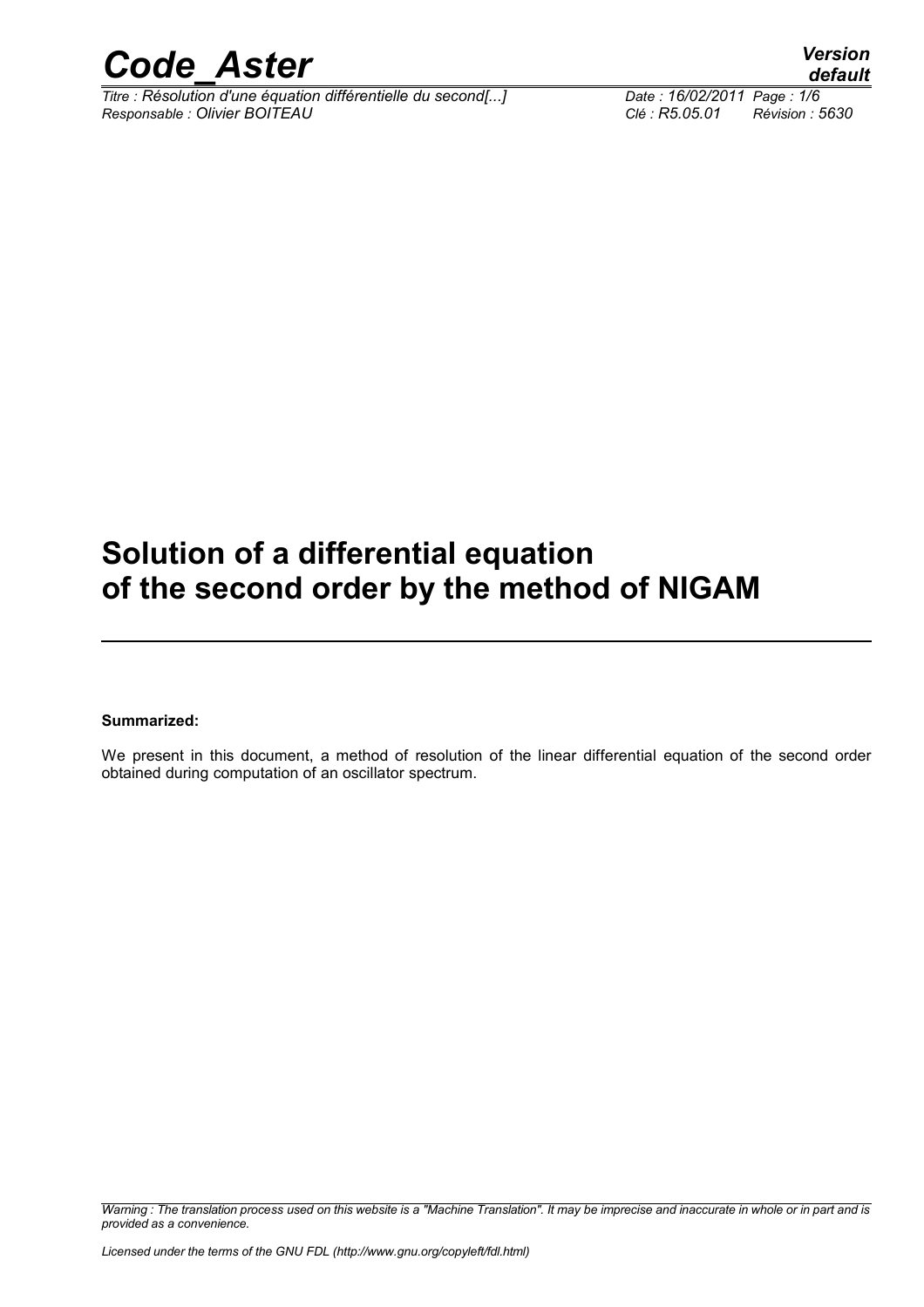# Solution of a differential equation of the second order by the method of NIGAM

**Summarized:**

We present in this document, a method of resolution of the linear differential equation of the second order obtained during computation of an oscillator spectrum.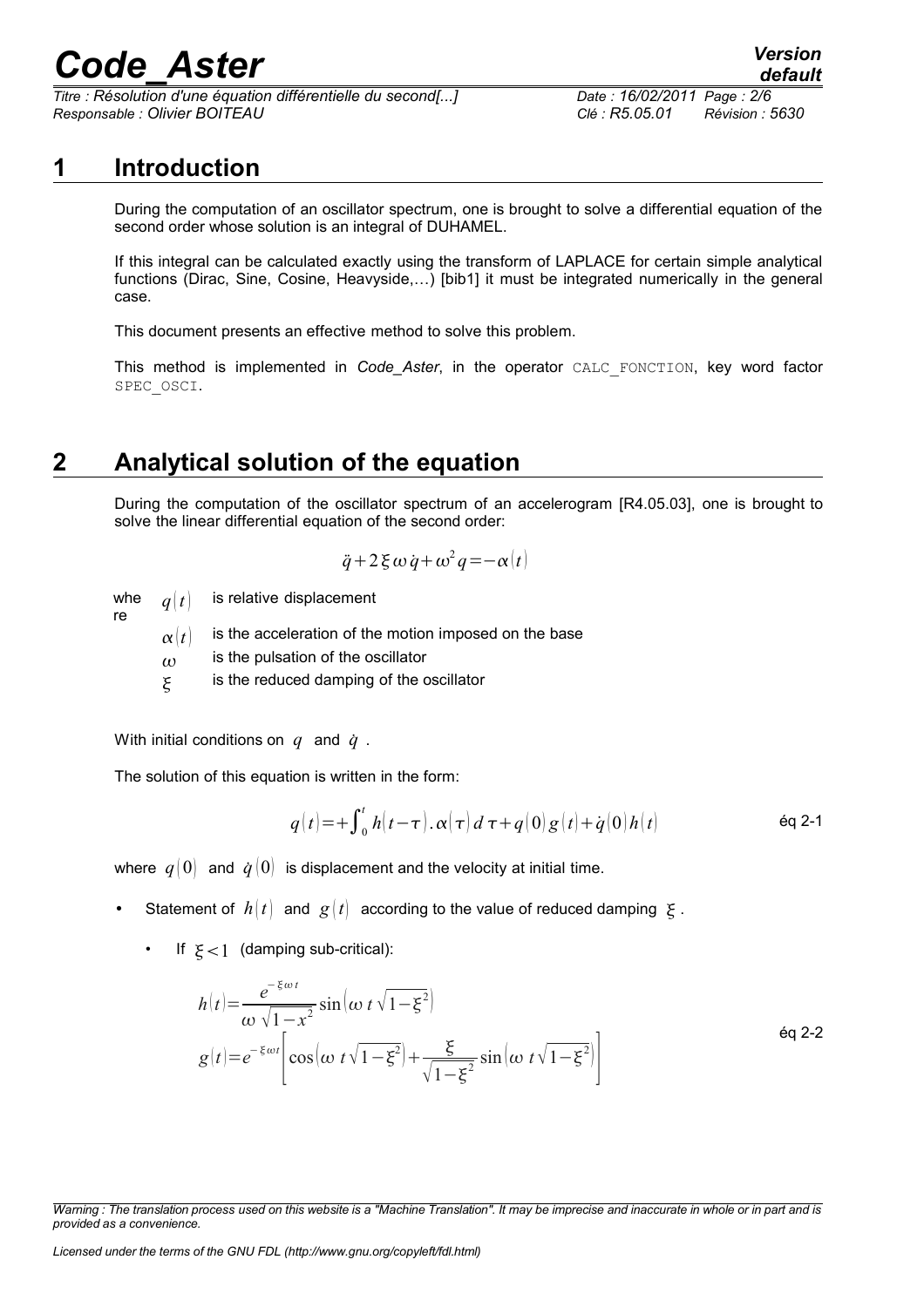## 1 Introduction

During the computation of an oscillator spectrum, one is brought to solve a differential equation of the second order whose solution is an integral of DUHAMEL.

If this integral can be calculated exactly using the transform of LAPLACE for certain simple analytical functions (Dirac, Sine, Cosine, Heavyside,…) [bib1] it must be integrated numerically in the general case.

This document presents an effective method to solve this problem.

This method is implemented in *Code_Aster*, in the operator CALC_FONCTION, key word factor SPEC_OSCI.

## 2 Analytical solution of the equation

During the computation of the oscillator spectrum of an accelerogram [R4.05.03], one is brought to solve the linear differential equation of the second order:

$$\ddot{q}+2\xi\omega\dot{q}+\omega^2 q=-\alpha(t)$$

where
- $q(t)$ is relative displacement
- $\alpha(t)$ is the acceleration of the motion imposed on the base
- $\omega$ is the pulsation of the oscillator
- $\xi$ is the reduced damping of the oscillator

With initial conditions on $q$ and $\dot{q}$.

The solution of this equation is written in the form:

$$q(t)=+\int_0^t h(t-\tau).\alpha(\tau)\,d\tau+q(0)\,g(t)+\dot{q}(0)\,h(t) \qquad \text{éq 2-1}$$

where $q(0)$ and $\dot{q}(0)$ is displacement and the velocity at initial time.

- Statement of $h(t)$ and $g(t)$ according to the value of reduced damping $\xi$.
  - If $\xi<1$ (damping sub-critical):

$$h(t)=\frac{e^{-\xi\omega t}}{\omega\sqrt{1-x^2}}\sin\left(\omega\, t\sqrt{1-\xi^2}\right)$$
$$g(t)=e^{-\xi\omega t}\left[\cos\left(\omega\, t\sqrt{1-\xi^2}\right)+\frac{\xi}{\sqrt{1-\xi^2}}\sin\left(\omega\, t\sqrt{1-\xi^2}\right)\right] \qquad \text{éq 2-2}$$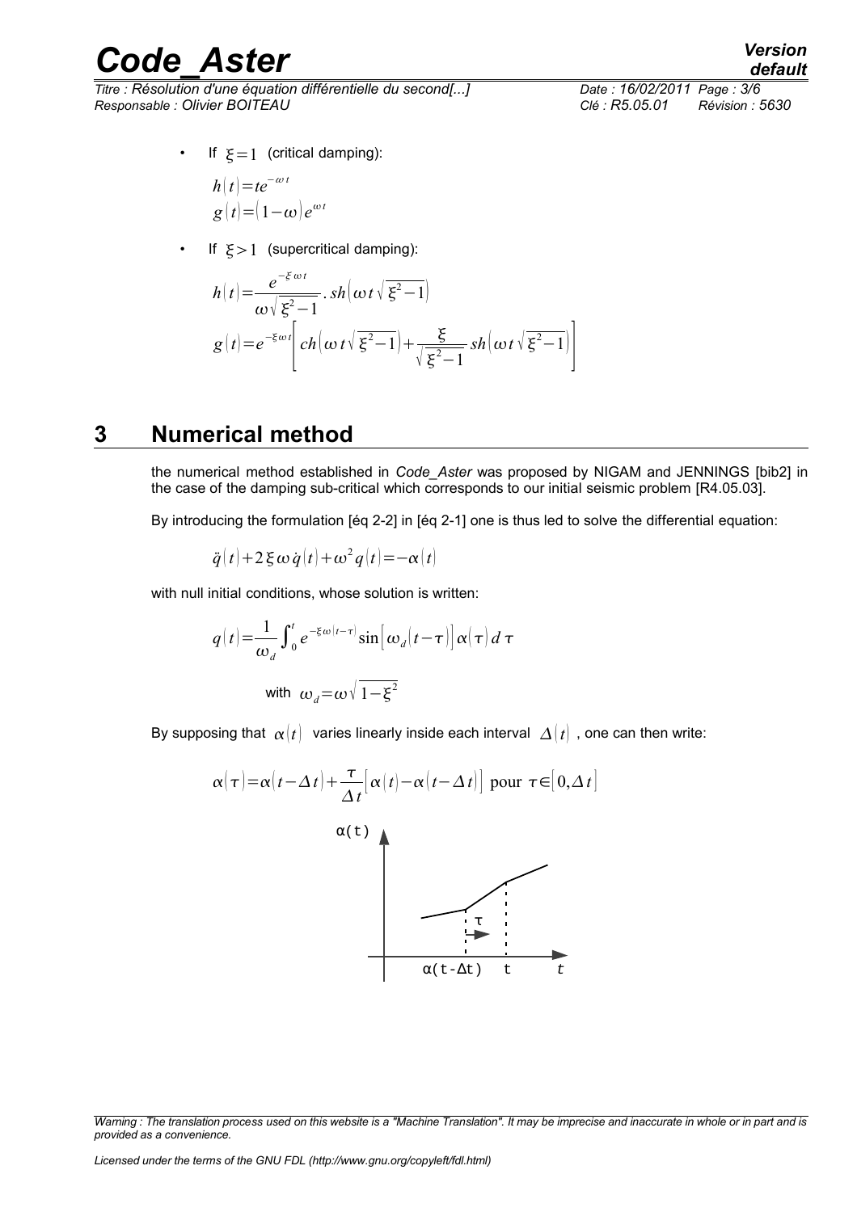- If $\xi=1$ (critical damping):

$$h(t)=te^{-\omega t}$$
$$g(t)=(1-\omega)e^{\omega t}$$

- If $\xi>1$ (supercritical damping):

$$h(t)=\frac{e^{-\xi\omega t}}{\omega\sqrt{\xi^2-1}}.\,sh\left(\omega t\sqrt{\xi^2-1}\right)$$
$$g(t)=e^{-\xi\omega t}\left[ch\left(\omega t\sqrt{\xi^2-1}\right)+\frac{\xi}{\sqrt{\xi^2-1}}sh\left(\omega t\sqrt{\xi^2-1}\right)\right]$$

# 3 Numerical method

the numerical method established in *Code_Aster* was proposed by NIGAM and JENNINGS [bib2] in the case of the damping sub-critical which corresponds to our initial seismic problem [R4.05.03].

By introducing the formulation [éq 2-2] in [éq 2-1] one is thus led to solve the differential equation:

$$\ddot{q}(t)+2\xi\omega\dot{q}(t)+\omega^2 q(t)=-\alpha(t)$$

with null initial conditions, whose solution is written:

$$q(t)=\frac{1}{\omega_d}\int_0^t e^{-\xi\omega(t-\tau)}\sin\left[\omega_d(t-\tau)\right]\alpha(\tau)\,d\tau$$

with $\omega_d=\omega\sqrt{1-\xi^2}$

By supposing that $\alpha(t)$ varies linearly inside each interval $\Delta(t)$, one can then write:

$$\alpha(\tau)=\alpha(t-\Delta t)+\frac{\tau}{\Delta t}\left[\alpha(t)-\alpha(t-\Delta t)\right]\text{ pour }\tau\in\left[0,\Delta t\right]$$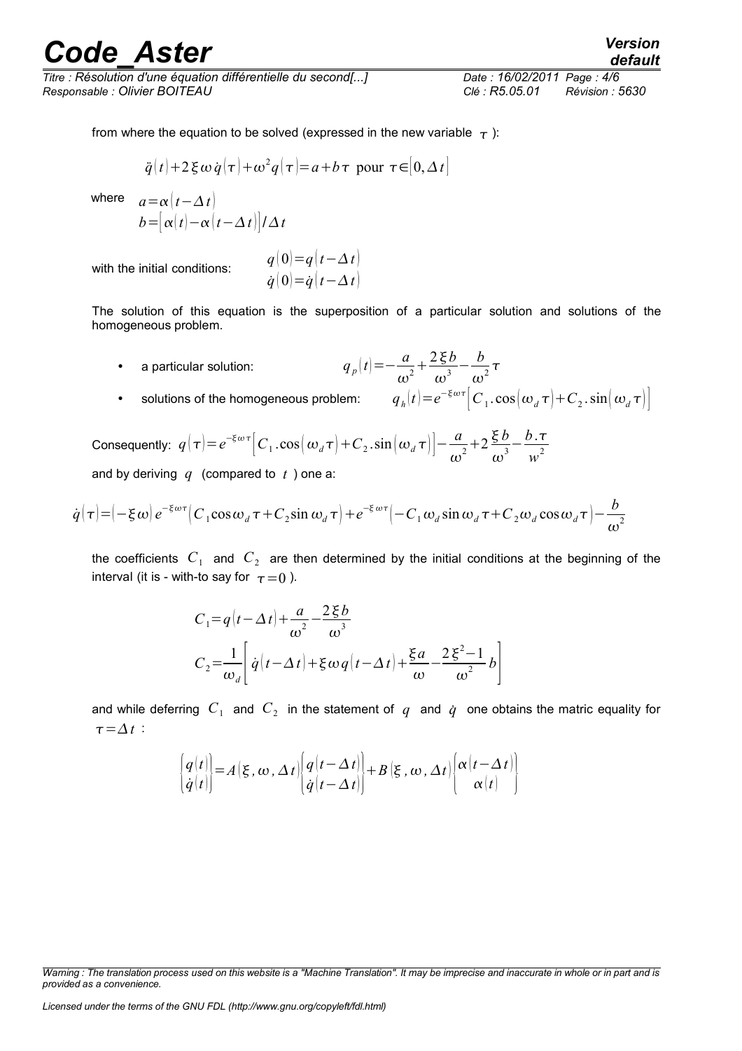from where the equation to be solved (expressed in the new variable $\tau$ ):

$$\ddot{q}(t)+2\xi\omega\dot{q}(\tau)+\omega^2 q(\tau)=a+b\tau \text{ pour } \tau\in[0,\Delta t]$$

where
$$a=\alpha(t-\Delta t)$$
$$b=[\alpha(t)-\alpha(t-\Delta t)]/\Delta t$$

with the initial conditions:
$$q(0)=q(t-\Delta t)$$
$$\dot{q}(0)=\dot{q}(t-\Delta t)$$

The solution of this equation is the superposition of a particular solution and solutions of the homogeneous problem.

- a particular solution: $q_p(t)=-\dfrac{a}{\omega^2}+\dfrac{2\xi b}{\omega^3}-\dfrac{b}{\omega^2}\tau$
- solutions of the homogeneous problem: $q_h(t)=e^{-\xi\omega\tau}\left[C_1.\cos(\omega_d\tau)+C_2.\sin(\omega_d\tau)\right]$

Consequently: $q(\tau)=e^{-\xi\omega\tau}\left[C_1.\cos(\omega_d\tau)+C_2.\sin(\omega_d\tau)\right]-\dfrac{a}{\omega^2}+2\dfrac{\xi b}{\omega^3}-\dfrac{b.\tau}{w^2}$

and by deriving $q$ (compared to $t$ ) one a:

$$\dot{q}(\tau)=(-\xi\omega)e^{-\xi\omega\tau}(C_1\cos\omega_d\tau+C_2\sin\omega_d\tau)+e^{-\xi\omega\tau}(-C_1\omega_d\sin\omega_d\tau+C_2\omega_d\cos\omega_d\tau)-\frac{b}{\omega^2}$$

the coefficients $C_1$ and $C_2$ are then determined by the initial conditions at the beginning of the interval (it is - with-to say for $\tau=0$ ).

$$C_1=q(t-\Delta t)+\frac{a}{\omega^2}-\frac{2\xi b}{\omega^3}$$
$$C_2=\frac{1}{\omega_d}\left[\dot{q}(t-\Delta t)+\xi\omega q(t-\Delta t)+\frac{\xi a}{\omega}-\frac{2\xi^2-1}{\omega^2}b\right]$$

and while deferring $C_1$ and $C_2$ in the statement of $q$ and $\dot{q}$ one obtains the matric equality for $\tau=\Delta t$ :

$$\begin{Bmatrix} q(t) \\ \dot{q}(t) \end{Bmatrix}=A(\xi,\omega,\Delta t)\begin{Bmatrix} q(t-\Delta t) \\ \dot{q}(t-\Delta t) \end{Bmatrix}+B(\xi,\omega,\Delta t)\begin{Bmatrix} \alpha(t-\Delta t) \\ \alpha(t) \end{Bmatrix}$$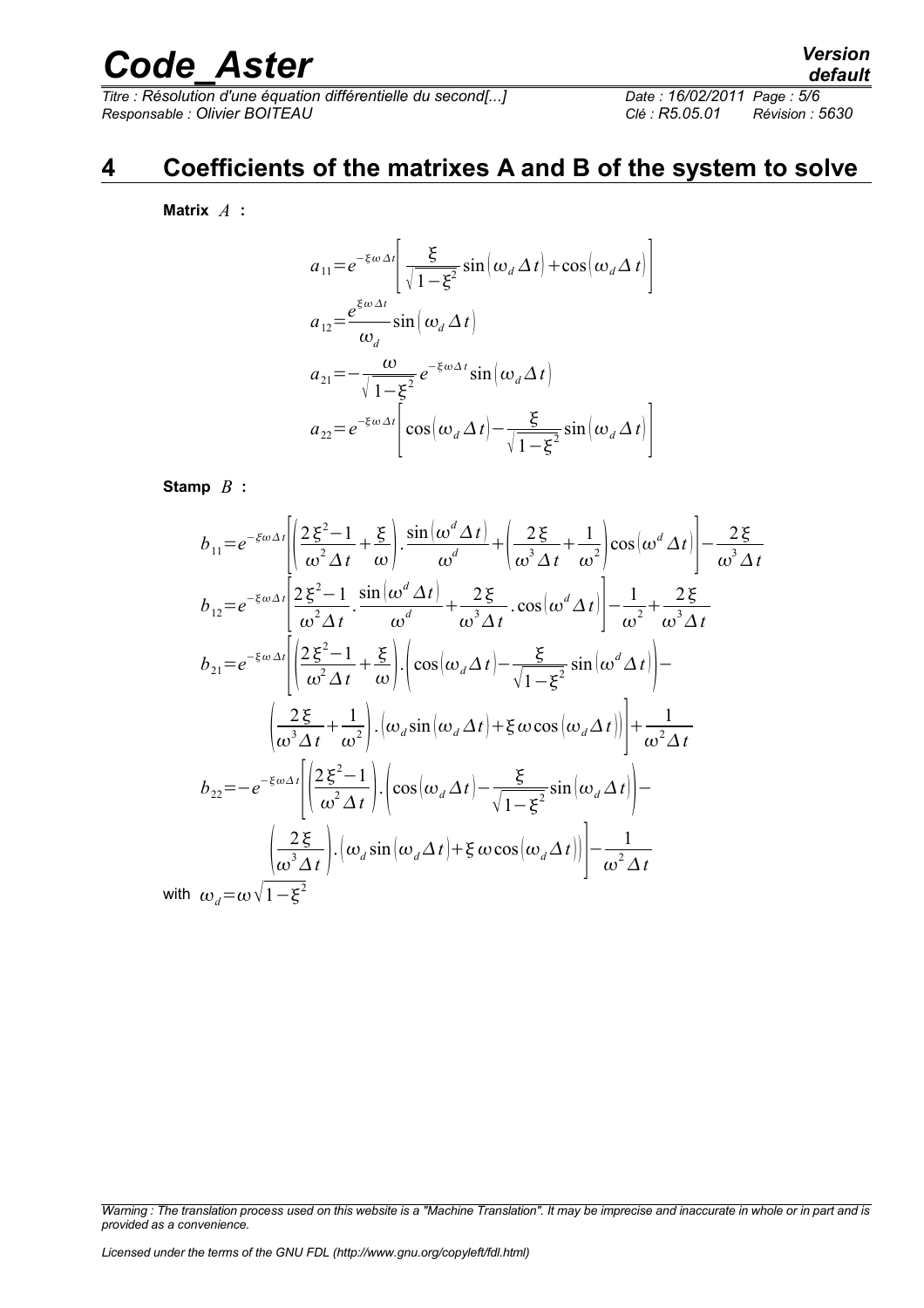## 4 Coefficients of the matrixes A and B of the system to solve

**Matrix** $A$ **:**

$$a_{11}=e^{-\xi\omega\Delta t}\left[\frac{\xi}{\sqrt{1-\xi^2}}\sin\left(\omega_d\Delta t\right)+\cos\left(\omega_d\Delta t\right)\right]$$

$$a_{12}=\frac{e^{\xi\omega\Delta t}}{\omega_d}\sin\left(\omega_d\Delta t\right)$$

$$a_{21}=-\frac{\omega}{\sqrt{1-\xi^2}}e^{-\xi\omega\Delta t}\sin\left(\omega_d\Delta t\right)$$

$$a_{22}=e^{-\xi\omega\Delta t}\left[\cos\left(\omega_d\Delta t\right)-\frac{\xi}{\sqrt{1-\xi^2}}\sin\left(\omega_d\Delta t\right)\right]$$

**Stamp** $B$ **:**

$$b_{11}=e^{-\xi\omega\Delta t}\left[\left(\frac{2\xi^2-1}{\omega^2\Delta t}+\frac{\xi}{\omega}\right).\frac{\sin\left(\omega^d\Delta t\right)}{\omega^d}+\left(\frac{2\xi}{\omega^3\Delta t}+\frac{1}{\omega^2}\right)\cos\left(\omega^d\Delta t\right)\right]-\frac{2\xi}{\omega^3\Delta t}$$

$$b_{12}=e^{-\xi\omega\Delta t}\left[\frac{2\xi^2-1}{\omega^2\Delta t}.\frac{\sin\left(\omega^d\Delta t\right)}{\omega^d}+\frac{2\xi}{\omega^3\Delta t}.\cos\left(\omega^d\Delta t\right)\right]-\frac{1}{\omega^2}+\frac{2\xi}{\omega^3\Delta t}$$

$$b_{21}=e^{-\xi\omega\Delta t}\left[\left(\frac{2\xi^2-1}{\omega^2\Delta t}+\frac{\xi}{\omega}\right).\left(\cos\left(\omega_d\Delta t\right)-\frac{\xi}{\sqrt{1-\xi^2}}\sin\left(\omega^d\Delta t\right)\right)-\left(\frac{2\xi}{\omega^3\Delta t}+\frac{1}{\omega^2}\right).\left(\omega_d\sin\left(\omega_d\Delta t\right)+\xi\omega\cos\left(\omega_d\Delta t\right)\right)\right]+\frac{1}{\omega^2\Delta t}$$

$$b_{22}=-e^{-\xi\omega\Delta t}\left[\left(\frac{2\xi^2-1}{\omega^2\Delta t}\right).\left(\cos\left(\omega_d\Delta t\right)-\frac{\xi}{\sqrt{1-\xi^2}}\sin\left(\omega_d\Delta t\right)\right)-\left(\frac{2\xi}{\omega^3\Delta t}\right).\left(\omega_d\sin\left(\omega_d\Delta t\right)+\xi\omega\cos\left(\omega_d\Delta t\right)\right)\right]-\frac{1}{\omega^2\Delta t}$$

with $\omega_d=\omega\sqrt{1-\xi^2}$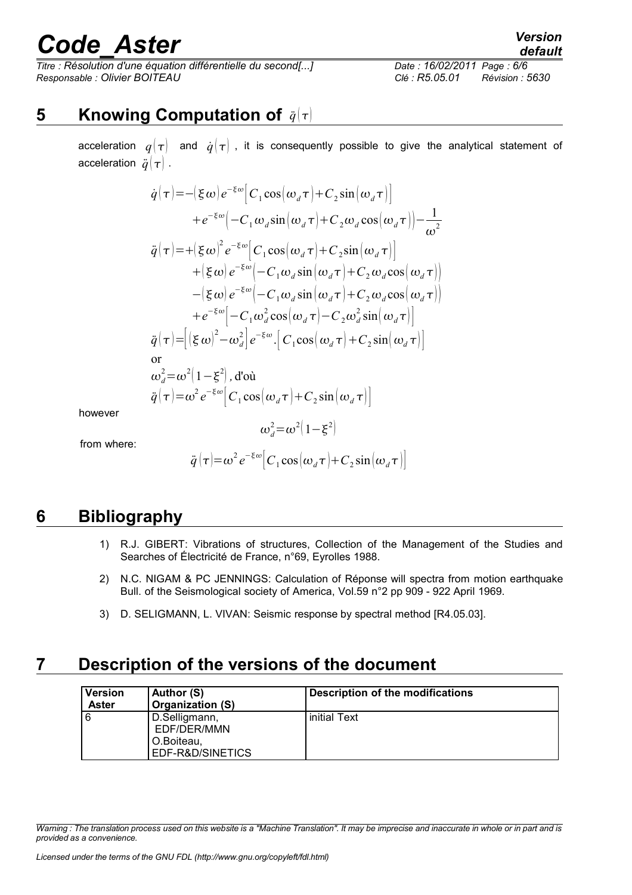## 5 Knowing Computation of $\ddot{q}(\tau)$

acceleration $q(\tau)$ and $\dot{q}(\tau)$, it is consequently possible to give the analytical statement of acceleration $\ddot{q}(\tau)$.

$$\dot{q}(\tau) = -(\xi\omega)e^{-\xi\omega}\left[C_1\cos(\omega_d\tau)+C_2\sin(\omega_d\tau)\right]$$

$$+e^{-\xi\omega}\left(-C_1\omega_d\sin(\omega_d\tau)+C_2\omega_d\cos(\omega_d\tau)\right)-\frac{1}{\omega^2}$$

$$\ddot{q}(\tau) = +(\xi\omega)^2 e^{-\xi\omega}\left[C_1\cos(\omega_d\tau)+C_2\sin(\omega_d\tau)\right]$$

$$+(\xi\omega)e^{-\xi\omega}\left(-C_1\omega_d\sin(\omega_d\tau)+C_2\omega_d\cos(\omega_d\tau)\right)$$

$$-(\xi\omega)e^{-\xi\omega}\left(-C_1\omega_d\sin(\omega_d\tau)+C_2\omega_d\cos(\omega_d\tau)\right)$$

$$+e^{-\xi\omega}\left[-C_1\omega_d^2\cos(\omega_d\tau)-C_2\omega_d^2\sin(\omega_d\tau)\right]$$

$$\ddot{q}(\tau) = \left[(\xi\omega)^2-\omega_d^2\right]e^{-\xi\omega}.\left[C_1\cos(\omega_d\tau)+C_2\sin(\omega_d\tau)\right]$$

or

$$\omega_d^2=\omega^2(1-\xi^2)\text{, d'où}$$

$$\ddot{q}(\tau)=\omega^2 e^{-\xi\omega}\left[C_1\cos(\omega_d\tau)+C_2\sin(\omega_d\tau)\right]$$

however

$$\omega_d^2=\omega^2(1-\xi^2)$$

from where:

$$\ddot{q}(\tau)=\omega^2 e^{-\xi\omega}\left[C_1\cos(\omega_d\tau)+C_2\sin(\omega_d\tau)\right]$$

## 6 Bibliography

1) R.J. GIBERT: Vibrations of structures, Collection of the Management of the Studies and Searches of Électricité de France, n°69, Eyrolles 1988.
2) N.C. NIGAM & PC JENNINGS: Calculation of Réponse will spectra from motion earthquake Bull. of the Seismological society of America, Vol.59 n°2 pp 909 - 922 April 1969.
3) D. SELIGMANN, L. VIVAN: Seismic response by spectral method [R4.05.03].

## 7 Description of the versions of the document

| Version Aster | Author (S) Organization (S) | Description of the modifications |
|---|---|---|
| 6 | D.Selligmann, EDF/DER/MMN O.Boiteau, EDF-R&D/SINETICS | initial Text |